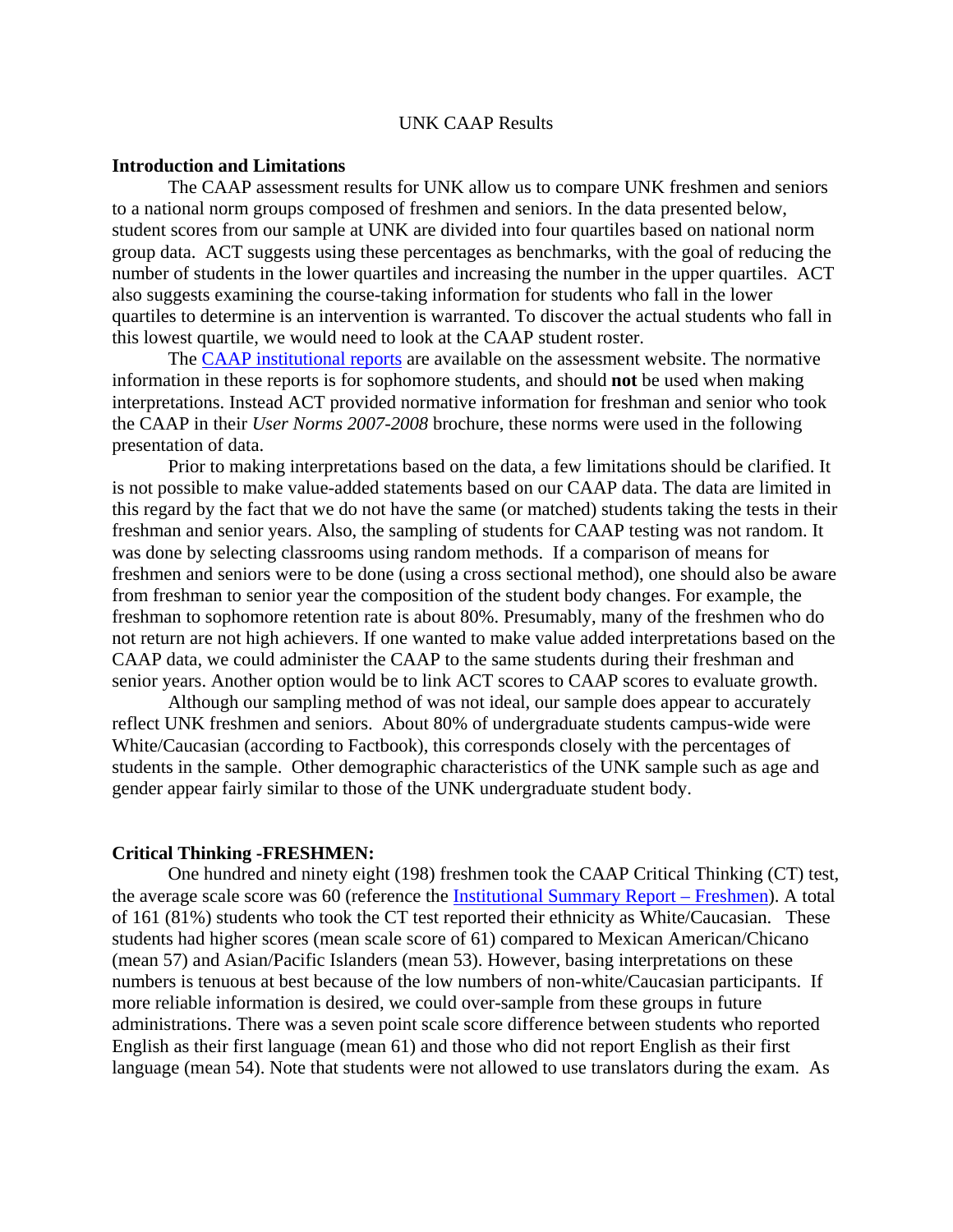UNK CAAP Results

**Introduction and Limitations**

The CAAP assessment results for UNK allow us to compare UNK freshmen and seniors to a national norm groups composed of freshmen and seniors. In the data presented below, student scores from our sample at UNK are divided into four quartiles based on national norm group data. ACT suggests using these percentages as benchmarks, with the goal of reducing the number of students in the lower quartiles and increasing the number in the upper quartiles. ACT also suggests examining the course-taking information for students who fall in the lower quartiles to determine is an intervention is warranted. To discover the actual students who fall in this lowest quartile, we would need to look at the CAAP student roster.

The CAAP institutional reports are available on the assessment website. The normative information in these reports is for sophomore students, and should **not** be used when making interpretations. Instead ACT provided normative information for freshman and senior who took the CAAP in their *User Norms 2007-2008* brochure, these norms were used in the following presentation of data.

Prior to making interpretations based on the data, a few limitations should be clarified. It is not possible to make value-added statements based on our CAAP data. The data are limited in this regard by the fact that we do not have the same (or matched) students taking the tests in their freshman and senior years. Also, the sampling of students for CAAP testing was not random. It was done by selecting classrooms using random methods. If a comparison of means for freshmen and seniors were to be done (using a cross sectional method), one should also be aware from freshman to senior year the composition of the student body changes. For example, the freshman to sophomore retention rate is about 80%. Presumably, many of the freshmen who do not return are not high achievers. If one wanted to make value added interpretations based on the CAAP data, we could administer the CAAP to the same students during their freshman and senior years. Another option would be to link ACT scores to CAAP scores to evaluate growth.

Although our sampling method of was not ideal, our sample does appear to accurately reflect UNK freshmen and seniors. About 80% of undergraduate students campus-wide were White/Caucasian (according to Factbook), this corresponds closely with the percentages of students in the sample. Other demographic characteristics of the UNK sample such as age and gender appear fairly similar to those of the UNK undergraduate student body.

**Critical Thinking -FRESHMEN:**

One hundred and ninety eight (198) freshmen took the CAAP Critical Thinking (CT) test, the average scale score was 60 (reference the Institutional Summary Report – Freshmen). A total of 161 (81%) students who took the CT test reported their ethnicity as White/Caucasian. These students had higher scores (mean scale score of 61) compared to Mexican American/Chicano (mean 57) and Asian/Pacific Islanders (mean 53). However, basing interpretations on these numbers is tenuous at best because of the low numbers of non-white/Caucasian participants. If more reliable information is desired, we could over-sample from these groups in future administrations. There was a seven point scale score difference between students who reported English as their first language (mean 61) and those who did not report English as their first language (mean 54). Note that students were not allowed to use translators during the exam. As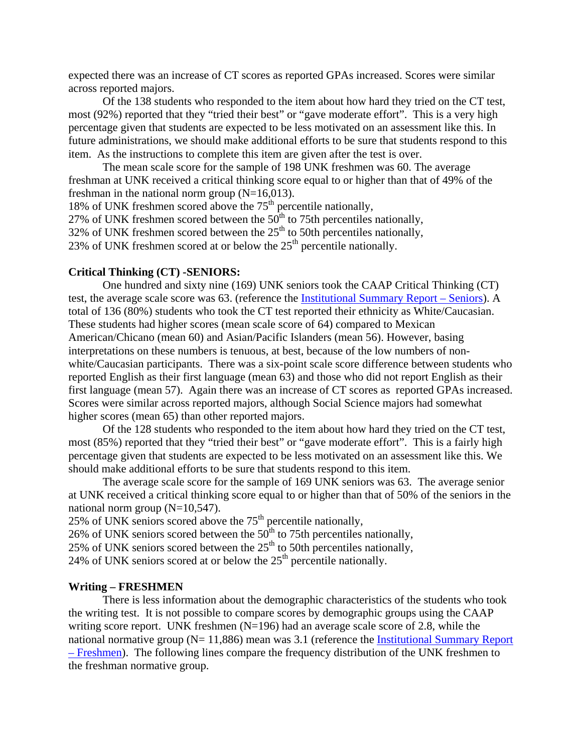expected there was an increase of CT scores as reported GPAs increased. Scores were similar across reported majors.

Of the 138 students who responded to the item about how hard they tried on the CT test, most (92%) reported that they "tried their best" or "gave moderate effort". This is a very high percentage given that students are expected to be less motivated on an assessment like this. In future administrations, we should make additional efforts to be sure that students respond to this item. As the instructions to complete this item are given after the test is over.

The mean scale score for the sample of 198 UNK freshmen was 60. The average freshman at UNK received a critical thinking score equal to or higher than that of 49% of the freshman in the national norm group (N=16,013).

18% of UNK freshmen scored above the 75th percentile nationally,
27% of UNK freshmen scored between the 50th to 75th percentiles nationally,
32% of UNK freshmen scored between the 25th to 50th percentiles nationally,
23% of UNK freshmen scored at or below the 25th percentile nationally.

**Critical Thinking (CT) -SENIORS:**

One hundred and sixty nine (169) UNK seniors took the CAAP Critical Thinking (CT) test, the average scale score was 63. (reference the Institutional Summary Report – Seniors). A total of 136 (80%) students who took the CT test reported their ethnicity as White/Caucasian. These students had higher scores (mean scale score of 64) compared to Mexican American/Chicano (mean 60) and Asian/Pacific Islanders (mean 56). However, basing interpretations on these numbers is tenuous, at best, because of the low numbers of non-white/Caucasian participants. There was a six-point scale score difference between students who reported English as their first language (mean 63) and those who did not report English as their first language (mean 57). Again there was an increase of CT scores as reported GPAs increased. Scores were similar across reported majors, although Social Science majors had somewhat higher scores (mean 65) than other reported majors.

Of the 128 students who responded to the item about how hard they tried on the CT test, most (85%) reported that they "tried their best" or "gave moderate effort". This is a fairly high percentage given that students are expected to be less motivated on an assessment like this. We should make additional efforts to be sure that students respond to this item.

The average scale score for the sample of 169 UNK seniors was 63. The average senior at UNK received a critical thinking score equal to or higher than that of 50% of the seniors in the national norm group (N=10,547).

25% of UNK seniors scored above the 75th percentile nationally,
26% of UNK seniors scored between the 50th to 75th percentiles nationally,
25% of UNK seniors scored between the 25th to 50th percentiles nationally,
24% of UNK seniors scored at or below the 25th percentile nationally.

**Writing – FRESHMEN**

There is less information about the demographic characteristics of the students who took the writing test. It is not possible to compare scores by demographic groups using the CAAP writing score report. UNK freshmen (N=196) had an average scale score of 2.8, while the national normative group (N= 11,886) mean was 3.1 (reference the Institutional Summary Report – Freshmen). The following lines compare the frequency distribution of the UNK freshmen to the freshman normative group.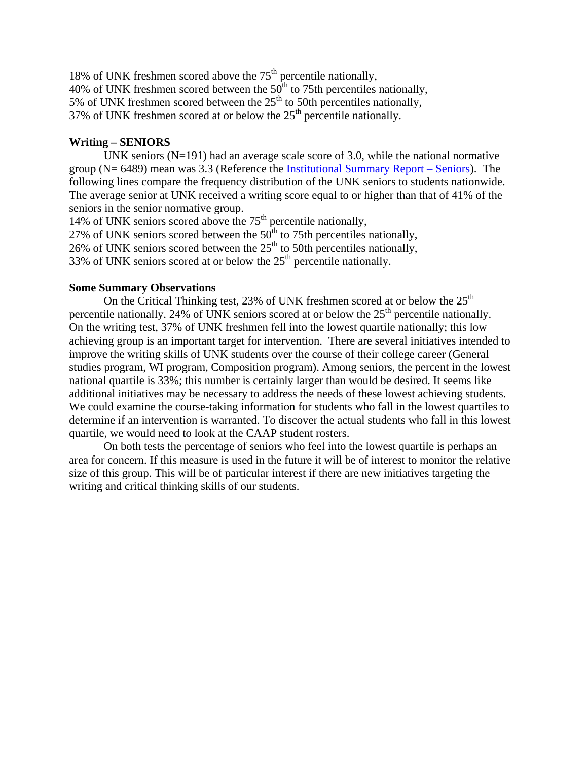18% of UNK freshmen scored above the 75th percentile nationally,
40% of UNK freshmen scored between the 50th to 75th percentiles nationally,
5% of UNK freshmen scored between the 25th to 50th percentiles nationally,
37% of UNK freshmen scored at or below the 25th percentile nationally.

**Writing – SENIORS**

UNK seniors (N=191) had an average scale score of 3.0, while the national normative group (N= 6489) mean was 3.3 (Reference the Institutional Summary Report – Seniors). The following lines compare the frequency distribution of the UNK seniors to students nationwide. The average senior at UNK received a writing score equal to or higher than that of 41% of the seniors in the senior normative group.
14% of UNK seniors scored above the 75th percentile nationally,
27% of UNK seniors scored between the 50th to 75th percentiles nationally,
26% of UNK seniors scored between the 25th to 50th percentiles nationally,
33% of UNK seniors scored at or below the 25th percentile nationally.

**Some Summary Observations**

On the Critical Thinking test, 23% of UNK freshmen scored at or below the 25th percentile nationally. 24% of UNK seniors scored at or below the 25th percentile nationally. On the writing test, 37% of UNK freshmen fell into the lowest quartile nationally; this low achieving group is an important target for intervention. There are several initiatives intended to improve the writing skills of UNK students over the course of their college career (General studies program, WI program, Composition program). Among seniors, the percent in the lowest national quartile is 33%; this number is certainly larger than would be desired. It seems like additional initiatives may be necessary to address the needs of these lowest achieving students. We could examine the course-taking information for students who fall in the lowest quartiles to determine if an intervention is warranted. To discover the actual students who fall in this lowest quartile, we would need to look at the CAAP student rosters.

On both tests the percentage of seniors who feel into the lowest quartile is perhaps an area for concern. If this measure is used in the future it will be of interest to monitor the relative size of this group. This will be of particular interest if there are new initiatives targeting the writing and critical thinking skills of our students.